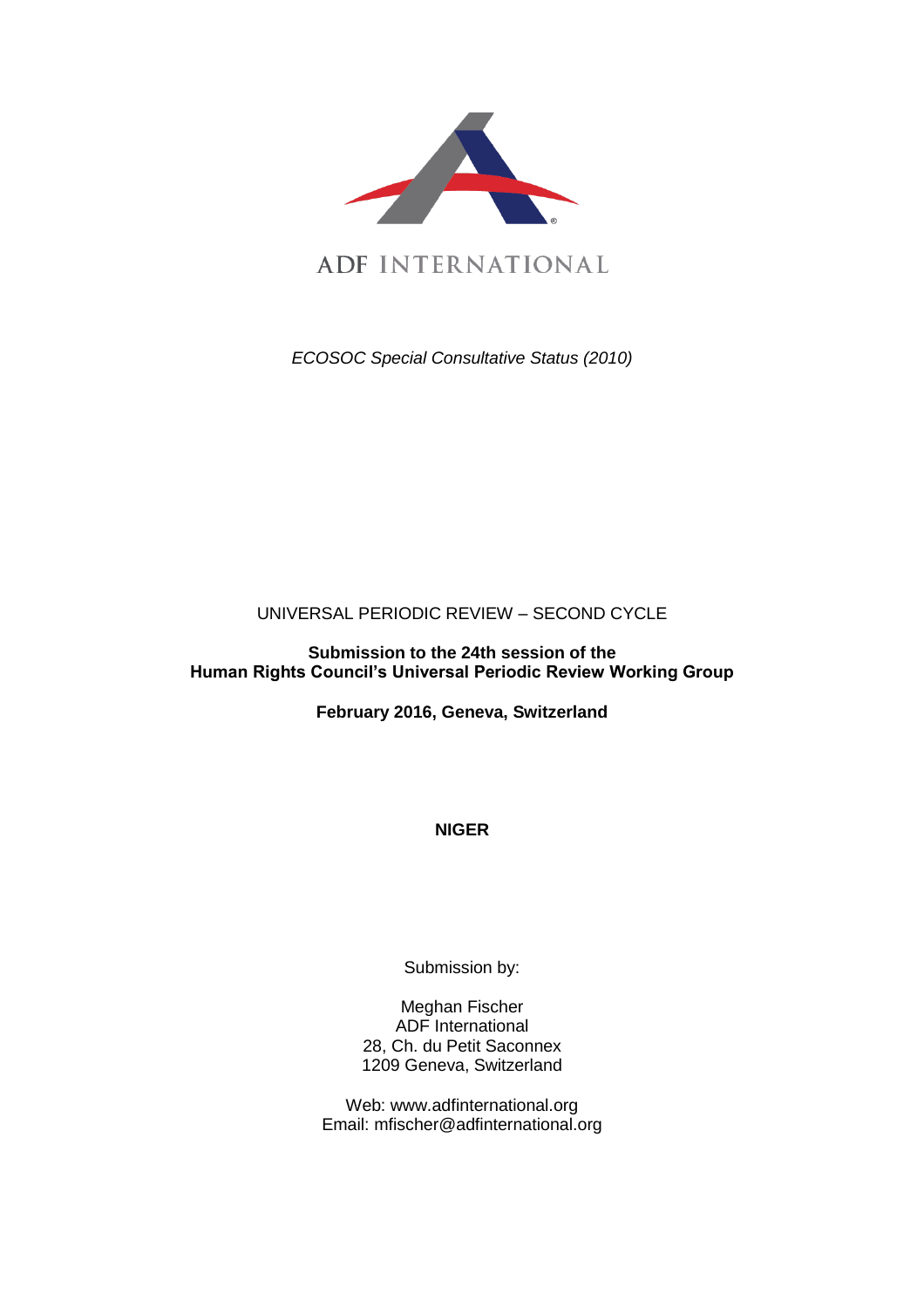ADF INTERNATIONAL

*ECOSOC Special Consultative Status (2010)*

UNIVERSAL PERIODIC REVIEW – SECOND CYCLE

**Submission to the 24th session of the Human Rights Council's Universal Periodic Review Working Group**

**February 2016, Geneva, Switzerland**

**NIGER**

Submission by:

Meghan Fischer
ADF International
28, Ch. du Petit Saconnex
1209 Geneva, Switzerland

Web: www.adfinternational.org
Email: mfischer@adfinternational.org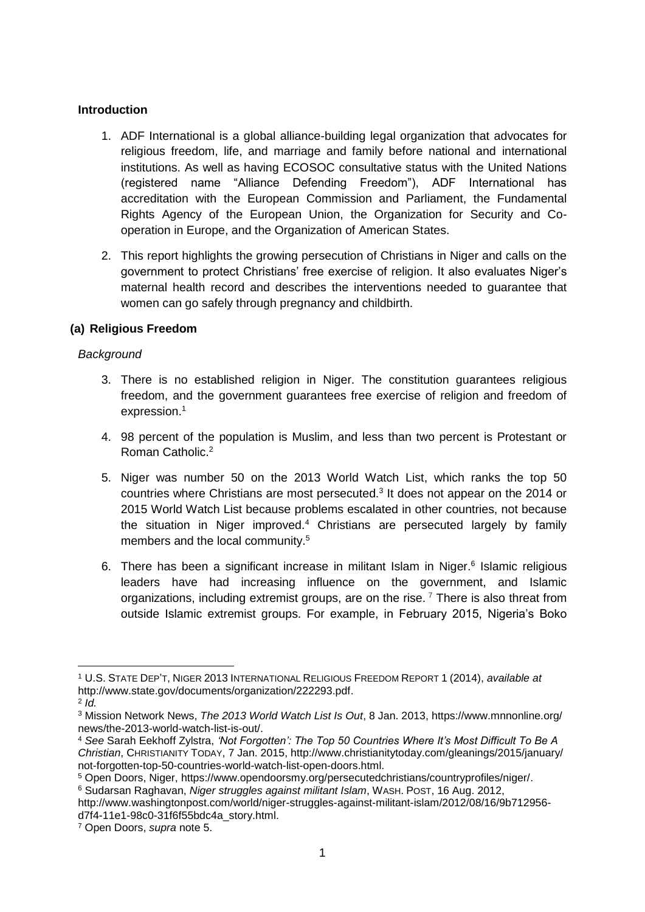### Introduction

1. ADF International is a global alliance-building legal organization that advocates for religious freedom, life, and marriage and family before national and international institutions. As well as having ECOSOC consultative status with the United Nations (registered name "Alliance Defending Freedom"), ADF International has accreditation with the European Commission and Parliament, the Fundamental Rights Agency of the European Union, the Organization for Security and Co-operation in Europe, and the Organization of American States.

2. This report highlights the growing persecution of Christians in Niger and calls on the government to protect Christians' free exercise of religion. It also evaluates Niger's maternal health record and describes the interventions needed to guarantee that women can go safely through pregnancy and childbirth.

### (a) Religious Freedom

*Background*

3. There is no established religion in Niger. The constitution guarantees religious freedom, and the government guarantees free exercise of religion and freedom of expression.[1]

4. 98 percent of the population is Muslim, and less than two percent is Protestant or Roman Catholic.[2]

5. Niger was number 50 on the 2013 World Watch List, which ranks the top 50 countries where Christians are most persecuted.[3] It does not appear on the 2014 or 2015 World Watch List because problems escalated in other countries, not because the situation in Niger improved.[4] Christians are persecuted largely by family members and the local community.[5]

6. There has been a significant increase in militant Islam in Niger.[6] Islamic religious leaders have had increasing influence on the government, and Islamic organizations, including extremist groups, are on the rise.[7] There is also threat from outside Islamic extremist groups. For example, in February 2015, Nigeria's Boko

---

[1] U.S. STATE DEP'T, NIGER 2013 INTERNATIONAL RELIGIOUS FREEDOM REPORT 1 (2014), *available at* http://www.state.gov/documents/organization/222293.pdf.

[2] *Id.*

[3] Mission Network News, *The 2013 World Watch List Is Out*, 8 Jan. 2013, https://www.mnnonline.org/news/the-2013-world-watch-list-is-out/.

[4] *See* Sarah Eekhoff Zylstra, *'Not Forgotten': The Top 50 Countries Where It's Most Difficult To Be A Christian*, CHRISTIANITY TODAY, 7 Jan. 2015, http://www.christianitytoday.com/gleanings/2015/january/not-forgotten-top-50-countries-world-watch-list-open-doors.html.

[5] Open Doors, Niger, https://www.opendoorsmy.org/persecutedchristians/countryprofiles/niger/.

[6] Sudarsan Raghavan, *Niger struggles against militant Islam*, WASH. POST, 16 Aug. 2012, http://www.washingtonpost.com/world/niger-struggles-against-militant-islam/2012/08/16/9b712956-d7f4-11e1-98c0-31f6f55bdc4a_story.html.

[7] Open Doors, *supra* note 5.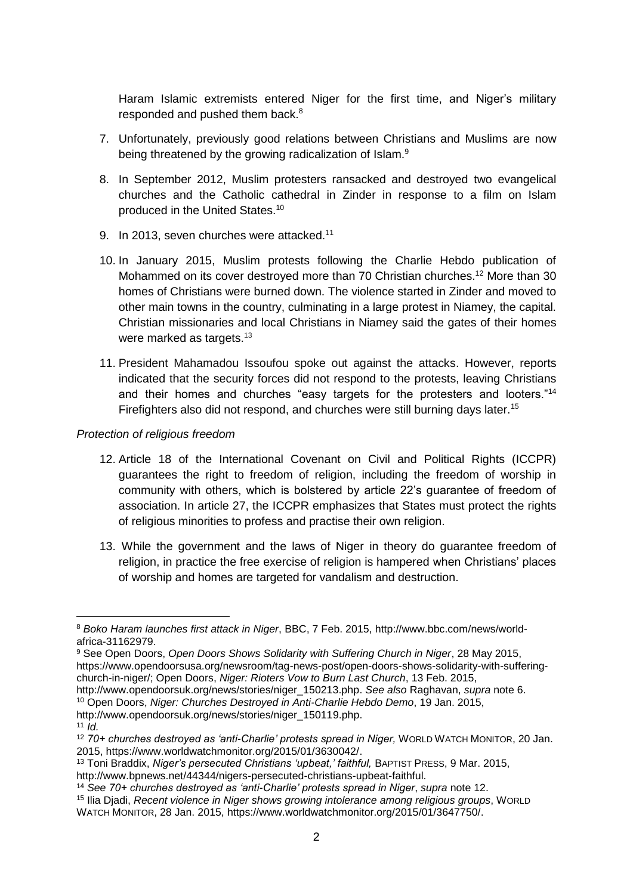Haram Islamic extremists entered Niger for the first time, and Niger's military responded and pushed them back.[8]

7. Unfortunately, previously good relations between Christians and Muslims are now being threatened by the growing radicalization of Islam.[9]

8. In September 2012, Muslim protesters ransacked and destroyed two evangelical churches and the Catholic cathedral in Zinder in response to a film on Islam produced in the United States.[10]

9. In 2013, seven churches were attacked.[11]

10. In January 2015, Muslim protests following the Charlie Hebdo publication of Mohammed on its cover destroyed more than 70 Christian churches.[12] More than 30 homes of Christians were burned down. The violence started in Zinder and moved to other main towns in the country, culminating in a large protest in Niamey, the capital. Christian missionaries and local Christians in Niamey said the gates of their homes were marked as targets.[13]

11. President Mahamadou Issoufou spoke out against the attacks. However, reports indicated that the security forces did not respond to the protests, leaving Christians and their homes and churches "easy targets for the protesters and looters."[14] Firefighters also did not respond, and churches were still burning days later.[15]

*Protection of religious freedom*

12. Article 18 of the International Covenant on Civil and Political Rights (ICCPR) guarantees the right to freedom of religion, including the freedom of worship in community with others, which is bolstered by article 22's guarantee of freedom of association. In article 27, the ICCPR emphasizes that States must protect the rights of religious minorities to profess and practise their own religion.

13. While the government and the laws of Niger in theory do guarantee freedom of religion, in practice the free exercise of religion is hampered when Christians' places of worship and homes are targeted for vandalism and destruction.

---

[8] *Boko Haram launches first attack in Niger*, BBC, 7 Feb. 2015, http://www.bbc.com/news/world-africa-31162979.

[9] See Open Doors, *Open Doors Shows Solidarity with Suffering Church in Niger*, 28 May 2015, https://www.opendoorsusa.org/newsroom/tag-news-post/open-doors-shows-solidarity-with-suffering-church-in-niger/; Open Doors, *Niger: Rioters Vow to Burn Last Church*, 13 Feb. 2015, http://www.opendoorsuk.org/news/stories/niger_150213.php. *See also* Raghavan, *supra* note 6.

[10] Open Doors, *Niger: Churches Destroyed in Anti-Charlie Hebdo Demo*, 19 Jan. 2015, http://www.opendoorsuk.org/news/stories/niger_150119.php.

[11] *Id.*

[12] *70+ churches destroyed as 'anti-Charlie' protests spread in Niger,* WORLD WATCH MONITOR, 20 Jan. 2015, https://www.worldwatchmonitor.org/2015/01/3630042/.

[13] Toni Braddix, *Niger's persecuted Christians 'upbeat,' faithful,* BAPTIST PRESS, 9 Mar. 2015, http://www.bpnews.net/44344/nigers-persecuted-christians-upbeat-faithful.

[14] *See 70+ churches destroyed as 'anti-Charlie' protests spread in Niger*, *supra* note 12.

[15] Ilia Djadi, *Recent violence in Niger shows growing intolerance among religious groups*, WORLD WATCH MONITOR, 28 Jan. 2015, https://www.worldwatchmonitor.org/2015/01/3647750/.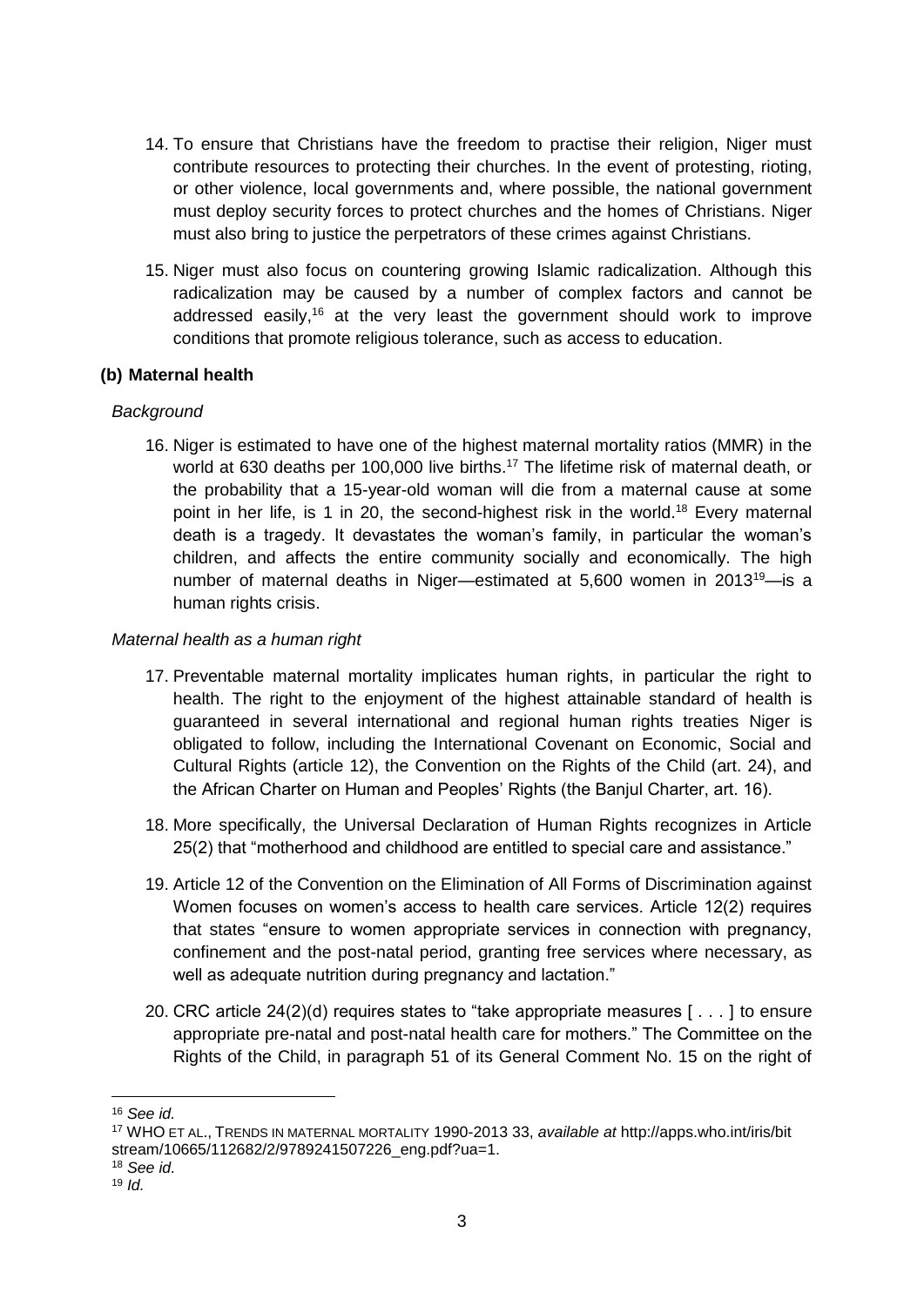14. To ensure that Christians have the freedom to practise their religion, Niger must contribute resources to protecting their churches. In the event of protesting, rioting, or other violence, local governments and, where possible, the national government must deploy security forces to protect churches and the homes of Christians. Niger must also bring to justice the perpetrators of these crimes against Christians.

15. Niger must also focus on countering growing Islamic radicalization. Although this radicalization may be caused by a number of complex factors and cannot be addressed easily,[16] at the very least the government should work to improve conditions that promote religious tolerance, such as access to education.

### (b) Maternal health

*Background*

16. Niger is estimated to have one of the highest maternal mortality ratios (MMR) in the world at 630 deaths per 100,000 live births.[17] The lifetime risk of maternal death, or the probability that a 15-year-old woman will die from a maternal cause at some point in her life, is 1 in 20, the second-highest risk in the world.[18] Every maternal death is a tragedy. It devastates the woman's family, in particular the woman's children, and affects the entire community socially and economically. The high number of maternal deaths in Niger—estimated at 5,600 women in 2013[19]—is a human rights crisis.

*Maternal health as a human right*

17. Preventable maternal mortality implicates human rights, in particular the right to health. The right to the enjoyment of the highest attainable standard of health is guaranteed in several international and regional human rights treaties Niger is obligated to follow, including the International Covenant on Economic, Social and Cultural Rights (article 12), the Convention on the Rights of the Child (art. 24), and the African Charter on Human and Peoples' Rights (the Banjul Charter, art. 16).

18. More specifically, the Universal Declaration of Human Rights recognizes in Article 25(2) that "motherhood and childhood are entitled to special care and assistance."

19. Article 12 of the Convention on the Elimination of All Forms of Discrimination against Women focuses on women's access to health care services. Article 12(2) requires that states "ensure to women appropriate services in connection with pregnancy, confinement and the post-natal period, granting free services where necessary, as well as adequate nutrition during pregnancy and lactation."

20. CRC article 24(2)(d) requires states to "take appropriate measures [ . . . ] to ensure appropriate pre-natal and post-natal health care for mothers." The Committee on the Rights of the Child, in paragraph 51 of its General Comment No. 15 on the right of

---

[16] *See id.*

[17] WHO ET AL., TRENDS IN MATERNAL MORTALITY 1990-2013 33, *available at* http://apps.who.int/iris/bitstream/10665/112682/2/9789241507226_eng.pdf?ua=1.

[18] *See id.*

[19] *Id.*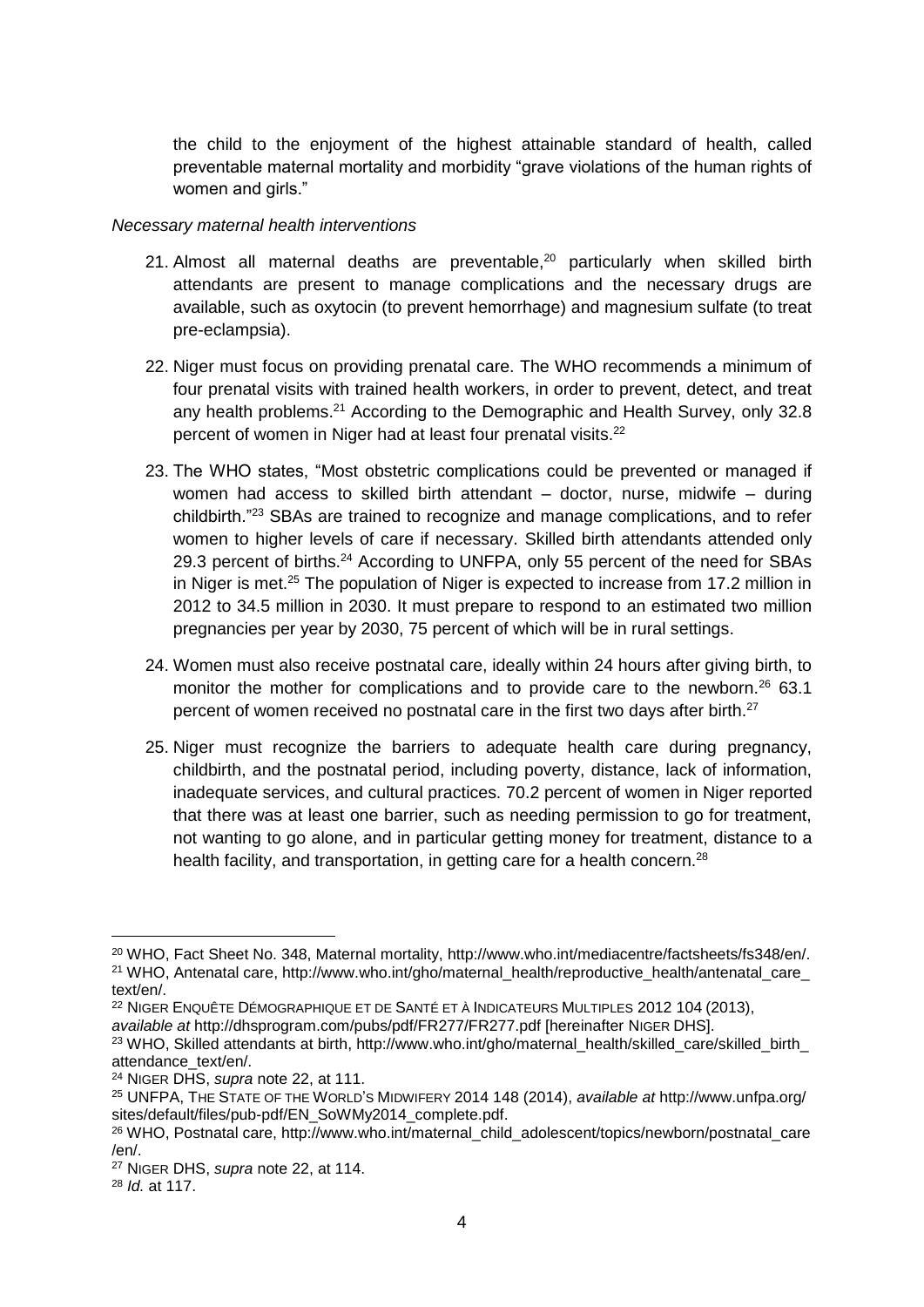the child to the enjoyment of the highest attainable standard of health, called preventable maternal mortality and morbidity "grave violations of the human rights of women and girls."

*Necessary maternal health interventions*

21. Almost all maternal deaths are preventable,[20] particularly when skilled birth attendants are present to manage complications and the necessary drugs are available, such as oxytocin (to prevent hemorrhage) and magnesium sulfate (to treat pre-eclampsia).

22. Niger must focus on providing prenatal care. The WHO recommends a minimum of four prenatal visits with trained health workers, in order to prevent, detect, and treat any health problems.[21] According to the Demographic and Health Survey, only 32.8 percent of women in Niger had at least four prenatal visits.[22]

23. The WHO states, "Most obstetric complications could be prevented or managed if women had access to skilled birth attendant – doctor, nurse, midwife – during childbirth."[23] SBAs are trained to recognize and manage complications, and to refer women to higher levels of care if necessary. Skilled birth attendants attended only 29.3 percent of births.[24] According to UNFPA, only 55 percent of the need for SBAs in Niger is met.[25] The population of Niger is expected to increase from 17.2 million in 2012 to 34.5 million in 2030. It must prepare to respond to an estimated two million pregnancies per year by 2030, 75 percent of which will be in rural settings.

24. Women must also receive postnatal care, ideally within 24 hours after giving birth, to monitor the mother for complications and to provide care to the newborn.[26] 63.1 percent of women received no postnatal care in the first two days after birth.[27]

25. Niger must recognize the barriers to adequate health care during pregnancy, childbirth, and the postnatal period, including poverty, distance, lack of information, inadequate services, and cultural practices. 70.2 percent of women in Niger reported that there was at least one barrier, such as needing permission to go for treatment, not wanting to go alone, and in particular getting money for treatment, distance to a health facility, and transportation, in getting care for a health concern.[28]

---

[20] WHO, Fact Sheet No. 348, Maternal mortality, http://www.who.int/mediacentre/factsheets/fs348/en/.

[21] WHO, Antenatal care, http://www.who.int/gho/maternal_health/reproductive_health/antenatal_care_text/en/.

[22] NIGER ENQUÊTE DÉMOGRAPHIQUE ET DE SANTÉ ET À INDICATEURS MULTIPLES 2012 104 (2013), *available at* http://dhsprogram.com/pubs/pdf/FR277/FR277.pdf [hereinafter NIGER DHS].

[23] WHO, Skilled attendants at birth, http://www.who.int/gho/maternal_health/skilled_care/skilled_birth_attendance_text/en/.

[24] NIGER DHS, *supra* note 22, at 111.

[25] UNFPA, THE STATE OF THE WORLD'S MIDWIFERY 2014 148 (2014), *available at* http://www.unfpa.org/sites/default/files/pub-pdf/EN_SoWMy2014_complete.pdf.

[26] WHO, Postnatal care, http://www.who.int/maternal_child_adolescent/topics/newborn/postnatal_care/en/.

[27] NIGER DHS, *supra* note 22, at 114.

[28] *Id.* at 117.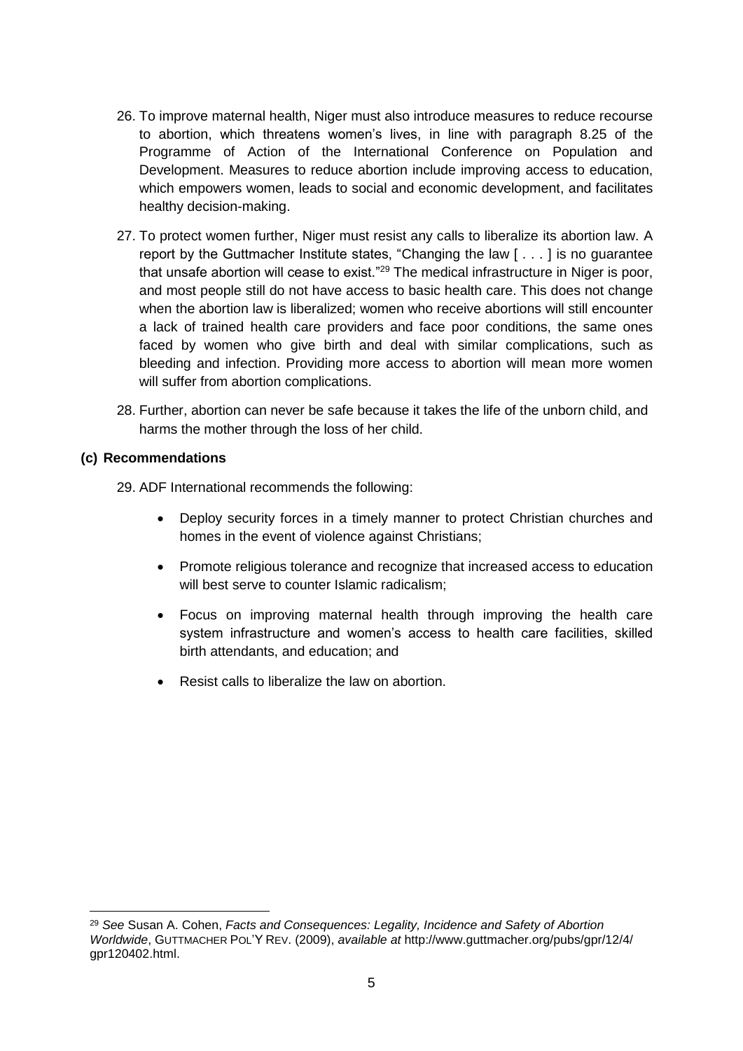26. To improve maternal health, Niger must also introduce measures to reduce recourse to abortion, which threatens women's lives, in line with paragraph 8.25 of the Programme of Action of the International Conference on Population and Development. Measures to reduce abortion include improving access to education, which empowers women, leads to social and economic development, and facilitates healthy decision-making.

27. To protect women further, Niger must resist any calls to liberalize its abortion law. A report by the Guttmacher Institute states, "Changing the law [ . . . ] is no guarantee that unsafe abortion will cease to exist."[29] The medical infrastructure in Niger is poor, and most people still do not have access to basic health care. This does not change when the abortion law is liberalized; women who receive abortions will still encounter a lack of trained health care providers and face poor conditions, the same ones faced by women who give birth and deal with similar complications, such as bleeding and infection. Providing more access to abortion will mean more women will suffer from abortion complications.

28. Further, abortion can never be safe because it takes the life of the unborn child, and harms the mother through the loss of her child.

### (c) Recommendations

29. ADF International recommends the following:

- Deploy security forces in a timely manner to protect Christian churches and homes in the event of violence against Christians;
- Promote religious tolerance and recognize that increased access to education will best serve to counter Islamic radicalism;
- Focus on improving maternal health through improving the health care system infrastructure and women's access to health care facilities, skilled birth attendants, and education; and
- Resist calls to liberalize the law on abortion.

---

[29] *See* Susan A. Cohen, *Facts and Consequences: Legality, Incidence and Safety of Abortion Worldwide*, GUTTMACHER POL'Y REV. (2009), *available at* http://www.guttmacher.org/pubs/gpr/12/4/gpr120402.html.